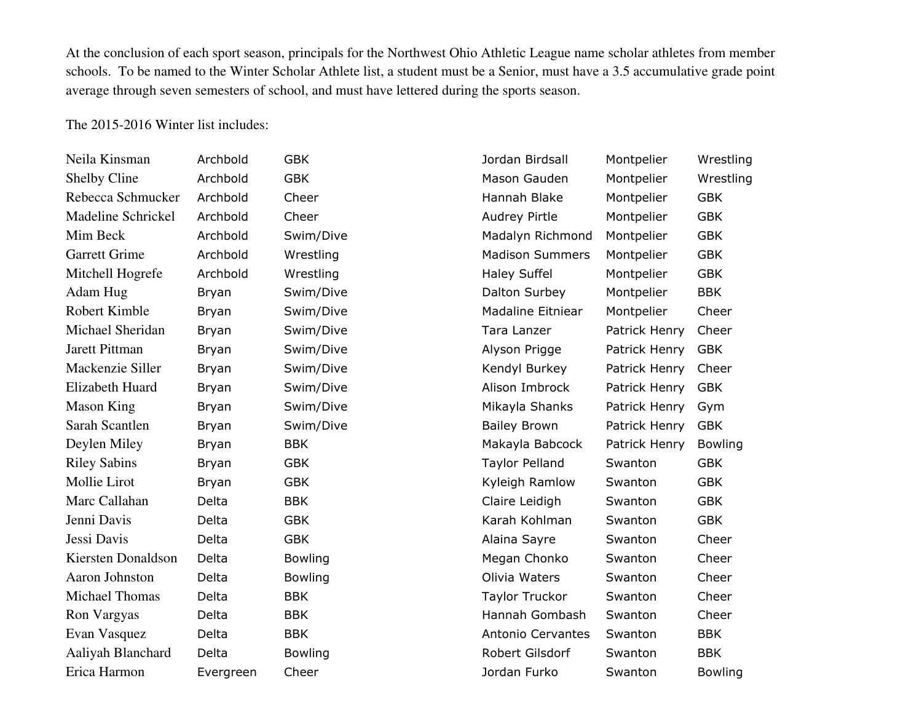At the conclusion of each sport season, principals for the Northwest Ohio Athletic League name scholar athletes from member schools. To be named to the Winter Scholar Athlete list, a student must be a Senior, must have a 3.5 accumulative grade point average through seven semesters of school, and must have lettered during the sports season.

The 2015-2016 Winter list includes:

| Name | School | Sport |
|---|---|---|
| Neila Kinsman | Archbold | GBK |
| Shelby Cline | Archbold | GBK |
| Rebecca Schmucker | Archbold | Cheer |
| Madeline Schrickel | Archbold | Cheer |
| Mim Beck | Archbold | Swim/Dive |
| Garrett Grime | Archbold | Wrestling |
| Mitchell Hogrefe | Archbold | Wrestling |
| Adam Hug | Bryan | Swim/Dive |
| Robert Kimble | Bryan | Swim/Dive |
| Michael Sheridan | Bryan | Swim/Dive |
| Jarett Pittman | Bryan | Swim/Dive |
| Mackenzie Siller | Bryan | Swim/Dive |
| Elizabeth Huard | Bryan | Swim/Dive |
| Mason King | Bryan | Swim/Dive |
| Sarah Scantlen | Bryan | Swim/Dive |
| Deylen Miley | Bryan | BBK |
| Riley Sabins | Bryan | GBK |
| Mollie Lirot | Bryan | GBK |
| Marc Callahan | Delta | BBK |
| Jenni Davis | Delta | GBK |
| Jessi Davis | Delta | GBK |
| Kiersten Donaldson | Delta | Bowling |
| Aaron Johnston | Delta | Bowling |
| Michael Thomas | Delta | BBK |
| Ron Vargyas | Delta | BBK |
| Evan Vasquez | Delta | BBK |
| Aaliyah Blanchard | Delta | Bowling |
| Erica Harmon | Evergreen | Cheer |
| Jordan Birdsall | Montpelier | Wrestling |
| Mason Gauden | Montpelier | Wrestling |
| Hannah Blake | Montpelier | GBK |
| Audrey Pirtle | Montpelier | GBK |
| Madalyn Richmond | Montpelier | GBK |
| Madison Summers | Montpelier | GBK |
| Haley Suffel | Montpelier | GBK |
| Dalton Surbey | Montpelier | BBK |
| Madaline Eitniear | Montpelier | Cheer |
| Tara Lanzer | Patrick Henry | Cheer |
| Alyson Prigge | Patrick Henry | GBK |
| Kendyl Burkey | Patrick Henry | Cheer |
| Alison Imbrock | Patrick Henry | GBK |
| Mikayla Shanks | Patrick Henry | Gym |
| Bailey Brown | Patrick Henry | GBK |
| Makayla Babcock | Patrick Henry | Bowling |
| Taylor Pelland | Swanton | GBK |
| Kyleigh Ramlow | Swanton | GBK |
| Claire Leidigh | Swanton | GBK |
| Karah Kohlman | Swanton | GBK |
| Alaina Sayre | Swanton | Cheer |
| Megan Chonko | Swanton | Cheer |
| Olivia Waters | Swanton | Cheer |
| Taylor Truckor | Swanton | Cheer |
| Hannah Gombash | Swanton | Cheer |
| Antonio Cervantes | Swanton | BBK |
| Robert Gilsdorf | Swanton | BBK |
| Jordan Furko | Swanton | Bowling |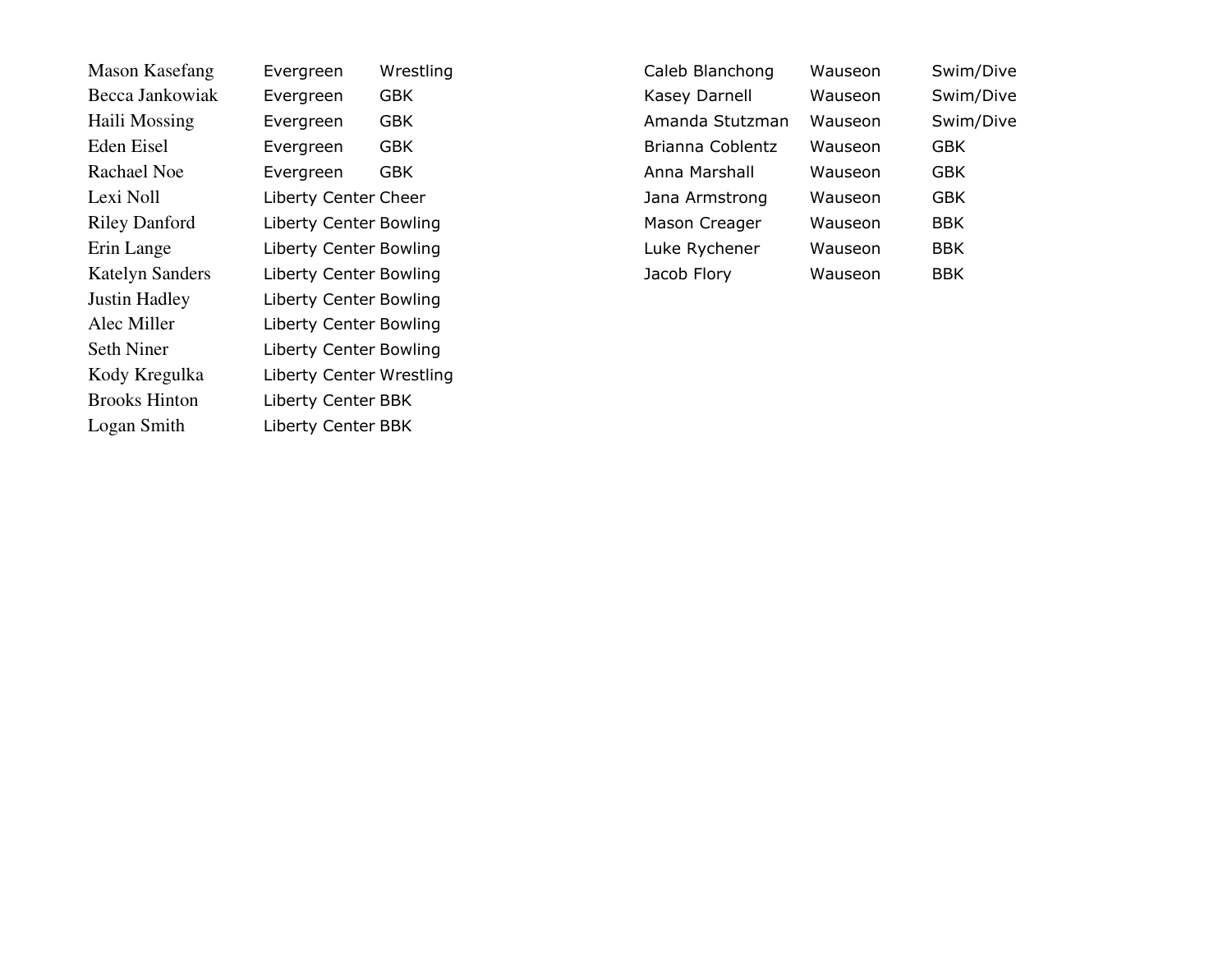| | | |
|---|---|---|
| Mason Kasefang | Evergreen | Wrestling |
| Becca Jankowiak | Evergreen | GBK |
| Haili Mossing | Evergreen | GBK |
| Eden Eisel | Evergreen | GBK |
| Rachael Noe | Evergreen | GBK |
| Lexi Noll | Liberty Center | Cheer |
| Riley Danford | Liberty Center | Bowling |
| Erin Lange | Liberty Center | Bowling |
| Katelyn Sanders | Liberty Center | Bowling |
| Justin Hadley | Liberty Center | Bowling |
| Alec Miller | Liberty Center | Bowling |
| Seth Niner | Liberty Center | Bowling |
| Kody Kregulka | Liberty Center | Wrestling |
| Brooks Hinton | Liberty Center | BBK |
| Logan Smith | Liberty Center | BBK |
| Caleb Blanchong | Wauseon | Swim/Dive |
| Kasey Darnell | Wauseon | Swim/Dive |
| Amanda Stutzman | Wauseon | Swim/Dive |
| Brianna Coblentz | Wauseon | GBK |
| Anna Marshall | Wauseon | GBK |
| Jana Armstrong | Wauseon | GBK |
| Mason Creager | Wauseon | BBK |
| Luke Rychener | Wauseon | BBK |
| Jacob Flory | Wauseon | BBK |